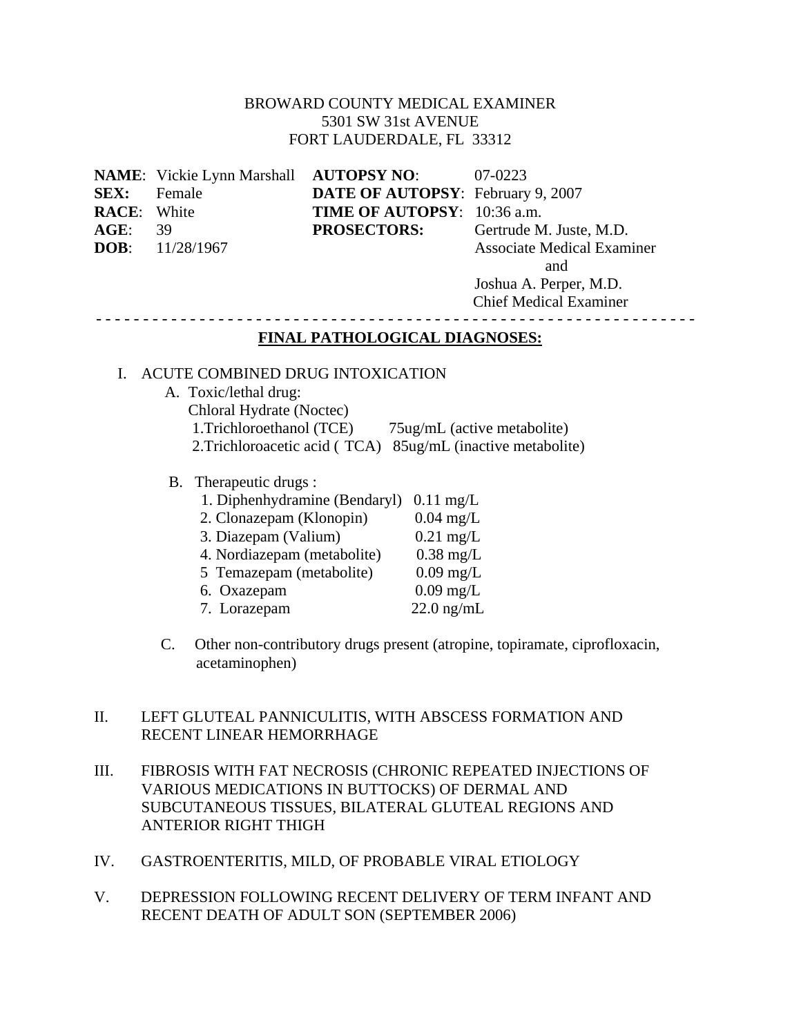BROWARD COUNTY MEDICAL EXAMINER
5301 SW 31st AVENUE
FORT LAUDERDALE, FL 33312

| | | | |
|---|---|---|---|
| **NAME**: | Vickie Lynn Marshall | **AUTOPSY NO**: | 07-0223 |
| **SEX:** | Female | **DATE OF AUTOPSY**: | February 9, 2007 |
| **RACE**: | White | **TIME OF AUTOPSY**: | 10:36 a.m. |
| **AGE**: | 39 | **PROSECTORS:** | Gertrude M. Juste, M.D. Associate Medical Examiner and Joshua A. Perper, M.D. Chief Medical Examiner |
| **DOB**: | 11/28/1967 | | |

- - - - - - - - - - - - - - - - - - - - - - - - - - - - - - - - - - - - - - - - - - - - - - - - - - - - - - - - - - - - - - -

## FINAL PATHOLOGICAL DIAGNOSES:

I. ACUTE COMBINED DRUG INTOXICATION

A. Toxic/lethal drug:

Chloral Hydrate (Noctec)

1. Trichloroethanol (TCE) 75ug/mL (active metabolite)
2. Trichloroacetic acid ( TCA) 85ug/mL (inactive metabolite)

B. Therapeutic drugs :

| | |
|---|---|
| 1. Diphenhydramine (Bendaryl) | 0.11 mg/L |
| 2. Clonazepam (Klonopin) | 0.04 mg/L |
| 3. Diazepam (Valium) | 0.21 mg/L |
| 4. Nordiazepam (metabolite) | 0.38 mg/L |
| 5 Temazepam (metabolite) | 0.09 mg/L |
| 6. Oxazepam | 0.09 mg/L |
| 7. Lorazepam | 22.0 ng/mL |

C. Other non-contributory drugs present (atropine, topiramate, ciprofloxacin, acetaminophen)

II. LEFT GLUTEAL PANNICULITIS, WITH ABSCESS FORMATION AND RECENT LINEAR HEMORRHAGE

III. FIBROSIS WITH FAT NECROSIS (CHRONIC REPEATED INJECTIONS OF VARIOUS MEDICATIONS IN BUTTOCKS) OF DERMAL AND SUBCUTANEOUS TISSUES, BILATERAL GLUTEAL REGIONS AND ANTERIOR RIGHT THIGH

IV. GASTROENTERITIS, MILD, OF PROBABLE VIRAL ETIOLOGY

V. DEPRESSION FOLLOWING RECENT DELIVERY OF TERM INFANT AND RECENT DEATH OF ADULT SON (SEPTEMBER 2006)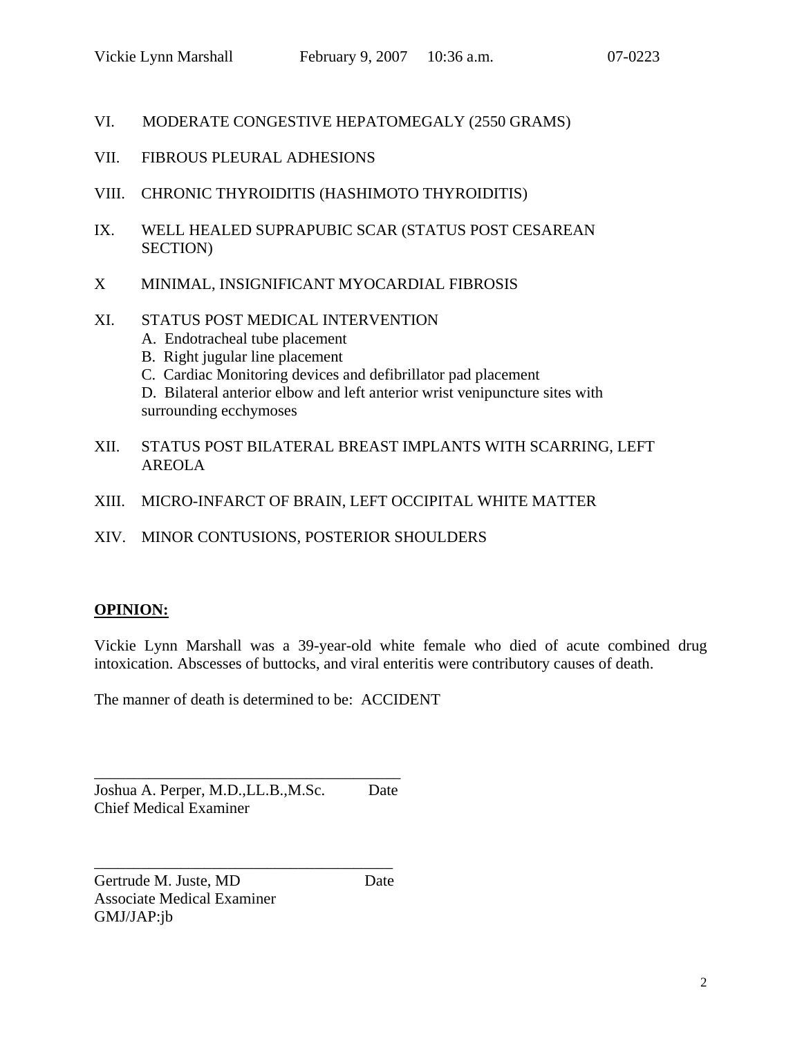VI. MODERATE CONGESTIVE HEPATOMEGALY (2550 GRAMS)

VII. FIBROUS PLEURAL ADHESIONS

VIII. CHRONIC THYROIDITIS (HASHIMOTO THYROIDITIS)

IX. WELL HEALED SUPRAPUBIC SCAR (STATUS POST CESAREAN SECTION)

X MINIMAL, INSIGNIFICANT MYOCARDIAL FIBROSIS

XI. STATUS POST MEDICAL INTERVENTION
  A. Endotracheal tube placement
  B. Right jugular line placement
  C. Cardiac Monitoring devices and defibrillator pad placement
  D. Bilateral anterior elbow and left anterior wrist venipuncture sites with surrounding ecchymoses

XII. STATUS POST BILATERAL BREAST IMPLANTS WITH SCARRING, LEFT AREOLA

XIII. MICRO-INFARCT OF BRAIN, LEFT OCCIPITAL WHITE MATTER

XIV. MINOR CONTUSIONS, POSTERIOR SHOULDERS

**OPINION:**

Vickie Lynn Marshall was a 39-year-old white female who died of acute combined drug intoxication. Abscesses of buttocks, and viral enteritis were contributory causes of death.

The manner of death is determined to be: ACCIDENT

_______________________________________
Joshua A. Perper, M.D.,LL.B.,M.Sc. Date
Chief Medical Examiner

_______________________________________
Gertrude M. Juste, MD Date
Associate Medical Examiner
GMJ/JAP:jb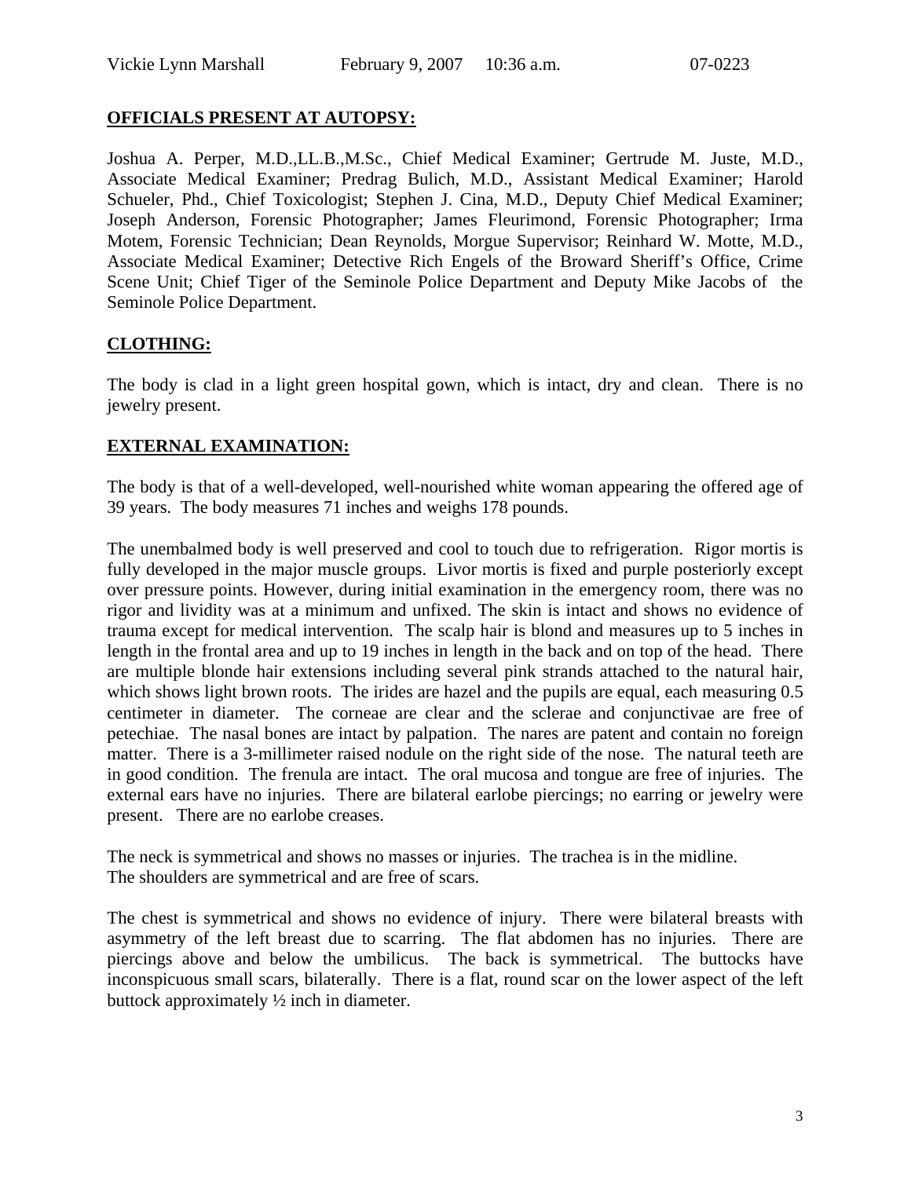## OFFICIALS PRESENT AT AUTOPSY:

Joshua A. Perper, M.D.,LL.B.,M.Sc., Chief Medical Examiner; Gertrude M. Juste, M.D., Associate Medical Examiner; Predrag Bulich, M.D., Assistant Medical Examiner; Harold Schueler, Phd., Chief Toxicologist; Stephen J. Cina, M.D., Deputy Chief Medical Examiner; Joseph Anderson, Forensic Photographer; James Fleurimond, Forensic Photographer; Irma Motem, Forensic Technician; Dean Reynolds, Morgue Supervisor; Reinhard W. Motte, M.D., Associate Medical Examiner; Detective Rich Engels of the Broward Sheriff's Office, Crime Scene Unit; Chief Tiger of the Seminole Police Department and Deputy Mike Jacobs of the Seminole Police Department.

## CLOTHING:

The body is clad in a light green hospital gown, which is intact, dry and clean. There is no jewelry present.

## EXTERNAL EXAMINATION:

The body is that of a well-developed, well-nourished white woman appearing the offered age of 39 years. The body measures 71 inches and weighs 178 pounds.

The unembalmed body is well preserved and cool to touch due to refrigeration. Rigor mortis is fully developed in the major muscle groups. Livor mortis is fixed and purple posteriorly except over pressure points. However, during initial examination in the emergency room, there was no rigor and lividity was at a minimum and unfixed. The skin is intact and shows no evidence of trauma except for medical intervention. The scalp hair is blond and measures up to 5 inches in length in the frontal area and up to 19 inches in length in the back and on top of the head. There are multiple blonde hair extensions including several pink strands attached to the natural hair, which shows light brown roots. The irides are hazel and the pupils are equal, each measuring 0.5 centimeter in diameter. The corneae are clear and the sclerae and conjunctivae are free of petechiae. The nasal bones are intact by palpation. The nares are patent and contain no foreign matter. There is a 3-millimeter raised nodule on the right side of the nose. The natural teeth are in good condition. The frenula are intact. The oral mucosa and tongue are free of injuries. The external ears have no injuries. There are bilateral earlobe piercings; no earring or jewelry were present. There are no earlobe creases.

The neck is symmetrical and shows no masses or injuries. The trachea is in the midline.
The shoulders are symmetrical and are free of scars.

The chest is symmetrical and shows no evidence of injury. There were bilateral breasts with asymmetry of the left breast due to scarring. The flat abdomen has no injuries. There are piercings above and below the umbilicus. The back is symmetrical. The buttocks have inconspicuous small scars, bilaterally. There is a flat, round scar on the lower aspect of the left buttock approximately ½ inch in diameter.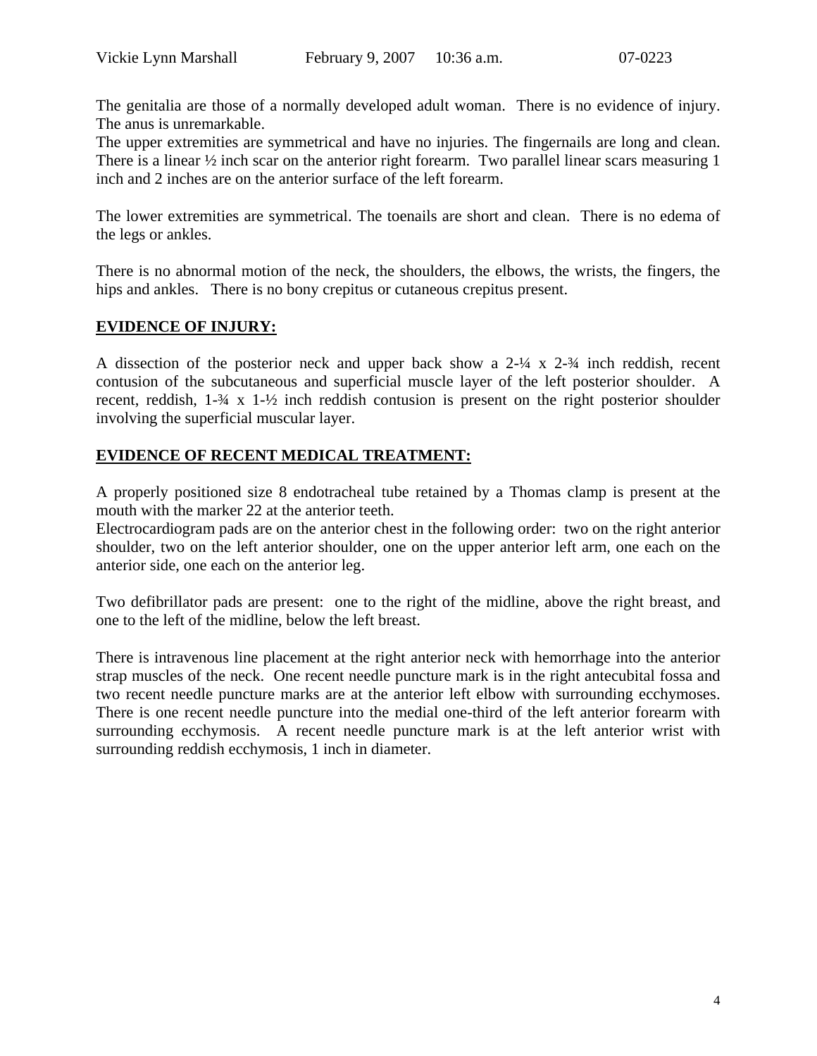The genitalia are those of a normally developed adult woman. There is no evidence of injury. The anus is unremarkable.
The upper extremities are symmetrical and have no injuries. The fingernails are long and clean. There is a linear ½ inch scar on the anterior right forearm. Two parallel linear scars measuring 1 inch and 2 inches are on the anterior surface of the left forearm.

The lower extremities are symmetrical. The toenails are short and clean. There is no edema of the legs or ankles.

There is no abnormal motion of the neck, the shoulders, the elbows, the wrists, the fingers, the hips and ankles. There is no bony crepitus or cutaneous crepitus present.

## EVIDENCE OF INJURY:

A dissection of the posterior neck and upper back show a 2-¼ x 2-¾ inch reddish, recent contusion of the subcutaneous and superficial muscle layer of the left posterior shoulder. A recent, reddish, 1-¾ x 1-½ inch reddish contusion is present on the right posterior shoulder involving the superficial muscular layer.

## EVIDENCE OF RECENT MEDICAL TREATMENT:

A properly positioned size 8 endotracheal tube retained by a Thomas clamp is present at the mouth with the marker 22 at the anterior teeth.
Electrocardiogram pads are on the anterior chest in the following order: two on the right anterior shoulder, two on the left anterior shoulder, one on the upper anterior left arm, one each on the anterior side, one each on the anterior leg.

Two defibrillator pads are present: one to the right of the midline, above the right breast, and one to the left of the midline, below the left breast.

There is intravenous line placement at the right anterior neck with hemorrhage into the anterior strap muscles of the neck. One recent needle puncture mark is in the right antecubital fossa and two recent needle puncture marks are at the anterior left elbow with surrounding ecchymoses. There is one recent needle puncture into the medial one-third of the left anterior forearm with surrounding ecchymosis. A recent needle puncture mark is at the left anterior wrist with surrounding reddish ecchymosis, 1 inch in diameter.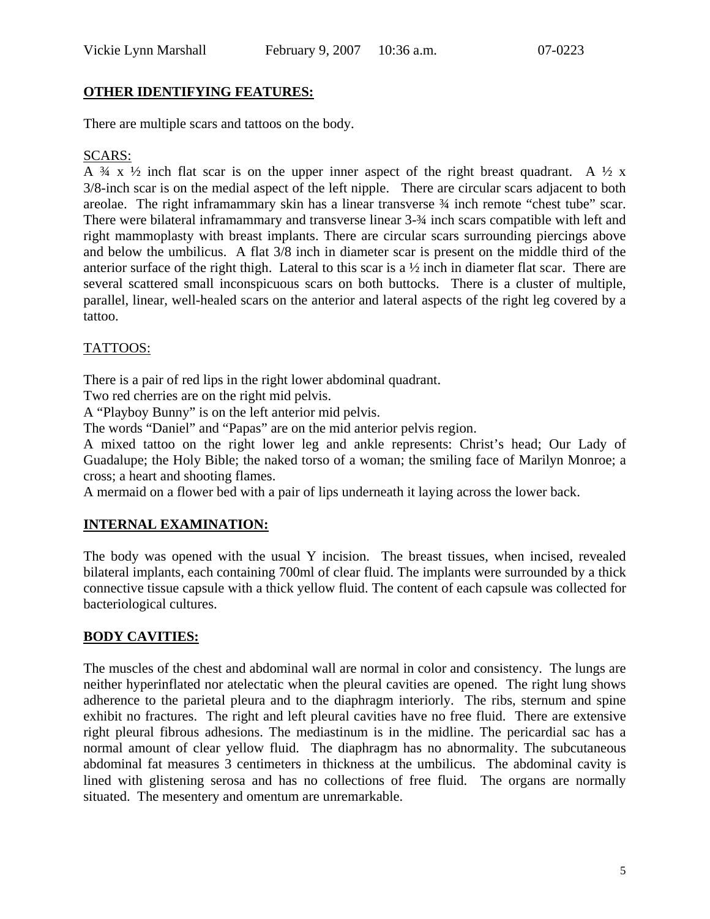## OTHER IDENTIFYING FEATURES:

There are multiple scars and tattoos on the body.

### SCARS:

A ¾ x ½ inch flat scar is on the upper inner aspect of the right breast quadrant. A ½ x 3/8-inch scar is on the medial aspect of the left nipple. There are circular scars adjacent to both areolae. The right inframammary skin has a linear transverse ¾ inch remote "chest tube" scar. There were bilateral inframammary and transverse linear 3-¾ inch scars compatible with left and right mammoplasty with breast implants. There are circular scars surrounding piercings above and below the umbilicus. A flat 3/8 inch in diameter scar is present on the middle third of the anterior surface of the right thigh. Lateral to this scar is a ½ inch in diameter flat scar. There are several scattered small inconspicuous scars on both buttocks. There is a cluster of multiple, parallel, linear, well-healed scars on the anterior and lateral aspects of the right leg covered by a tattoo.

### TATTOOS:

There is a pair of red lips in the right lower abdominal quadrant.
Two red cherries are on the right mid pelvis.
A "Playboy Bunny" is on the left anterior mid pelvis.
The words "Daniel" and "Papas" are on the mid anterior pelvis region.
A mixed tattoo on the right lower leg and ankle represents: Christ's head; Our Lady of Guadalupe; the Holy Bible; the naked torso of a woman; the smiling face of Marilyn Monroe; a cross; a heart and shooting flames.
A mermaid on a flower bed with a pair of lips underneath it laying across the lower back.

## INTERNAL EXAMINATION:

The body was opened with the usual Y incision. The breast tissues, when incised, revealed bilateral implants, each containing 700ml of clear fluid. The implants were surrounded by a thick connective tissue capsule with a thick yellow fluid. The content of each capsule was collected for bacteriological cultures.

## BODY CAVITIES:

The muscles of the chest and abdominal wall are normal in color and consistency. The lungs are neither hyperinflated nor atelectatic when the pleural cavities are opened. The right lung shows adherence to the parietal pleura and to the diaphragm interiorly. The ribs, sternum and spine exhibit no fractures. The right and left pleural cavities have no free fluid. There are extensive right pleural fibrous adhesions. The mediastinum is in the midline. The pericardial sac has a normal amount of clear yellow fluid. The diaphragm has no abnormality. The subcutaneous abdominal fat measures 3 centimeters in thickness at the umbilicus. The abdominal cavity is lined with glistening serosa and has no collections of free fluid. The organs are normally situated. The mesentery and omentum are unremarkable.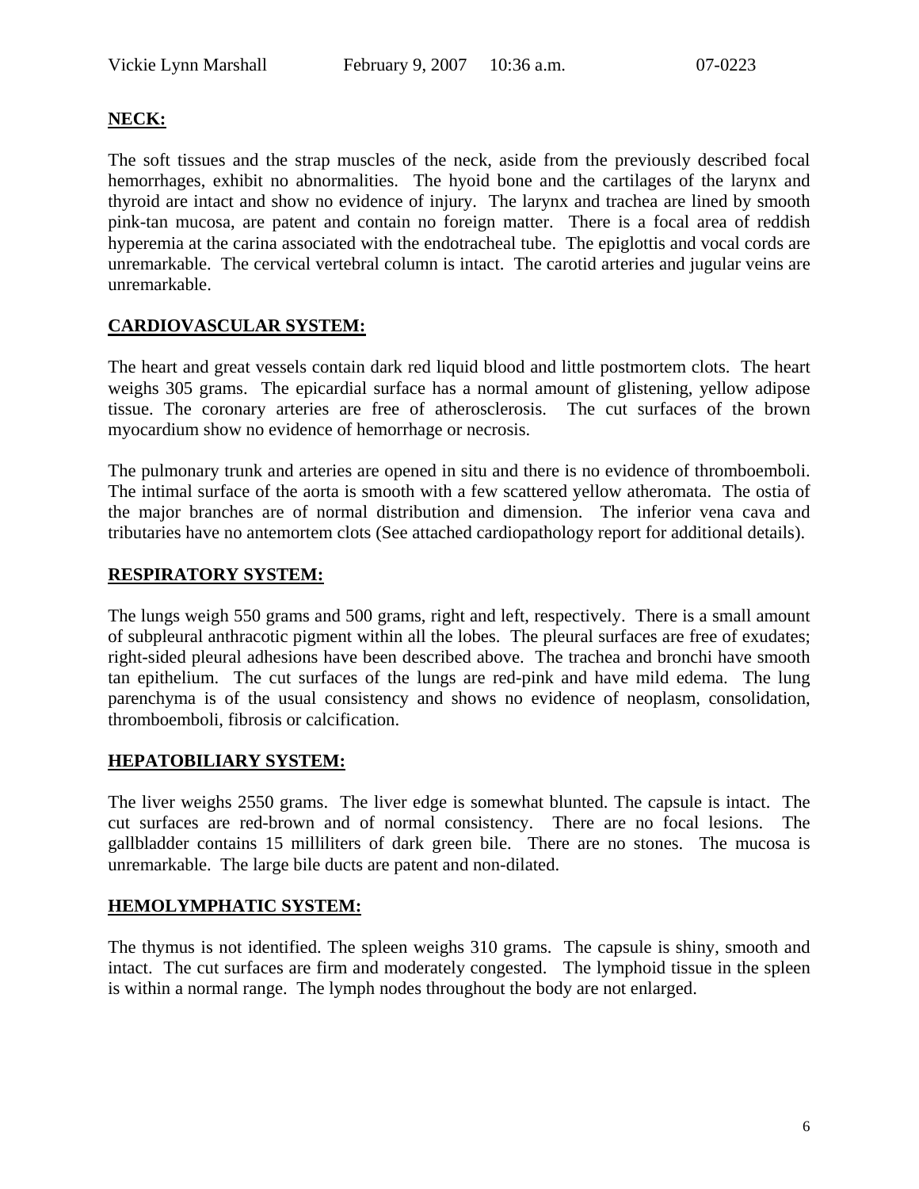**NECK:**

The soft tissues and the strap muscles of the neck, aside from the previously described focal hemorrhages, exhibit no abnormalities. The hyoid bone and the cartilages of the larynx and thyroid are intact and show no evidence of injury. The larynx and trachea are lined by smooth pink-tan mucosa, are patent and contain no foreign matter. There is a focal area of reddish hyperemia at the carina associated with the endotracheal tube. The epiglottis and vocal cords are unremarkable. The cervical vertebral column is intact. The carotid arteries and jugular veins are unremarkable.

**CARDIOVASCULAR SYSTEM:**

The heart and great vessels contain dark red liquid blood and little postmortem clots. The heart weighs 305 grams. The epicardial surface has a normal amount of glistening, yellow adipose tissue. The coronary arteries are free of atherosclerosis. The cut surfaces of the brown myocardium show no evidence of hemorrhage or necrosis.

The pulmonary trunk and arteries are opened in situ and there is no evidence of thromboemboli. The intimal surface of the aorta is smooth with a few scattered yellow atheromata. The ostia of the major branches are of normal distribution and dimension. The inferior vena cava and tributaries have no antemortem clots (See attached cardiopathology report for additional details).

**RESPIRATORY SYSTEM:**

The lungs weigh 550 grams and 500 grams, right and left, respectively. There is a small amount of subpleural anthracotic pigment within all the lobes. The pleural surfaces are free of exudates; right-sided pleural adhesions have been described above. The trachea and bronchi have smooth tan epithelium. The cut surfaces of the lungs are red-pink and have mild edema. The lung parenchyma is of the usual consistency and shows no evidence of neoplasm, consolidation, thromboemboli, fibrosis or calcification.

**HEPATOBILIARY SYSTEM:**

The liver weighs 2550 grams. The liver edge is somewhat blunted. The capsule is intact. The cut surfaces are red-brown and of normal consistency. There are no focal lesions. The gallbladder contains 15 milliliters of dark green bile. There are no stones. The mucosa is unremarkable. The large bile ducts are patent and non-dilated.

**HEMOLYMPHATIC SYSTEM:**

The thymus is not identified. The spleen weighs 310 grams. The capsule is shiny, smooth and intact. The cut surfaces are firm and moderately congested. The lymphoid tissue in the spleen is within a normal range. The lymph nodes throughout the body are not enlarged.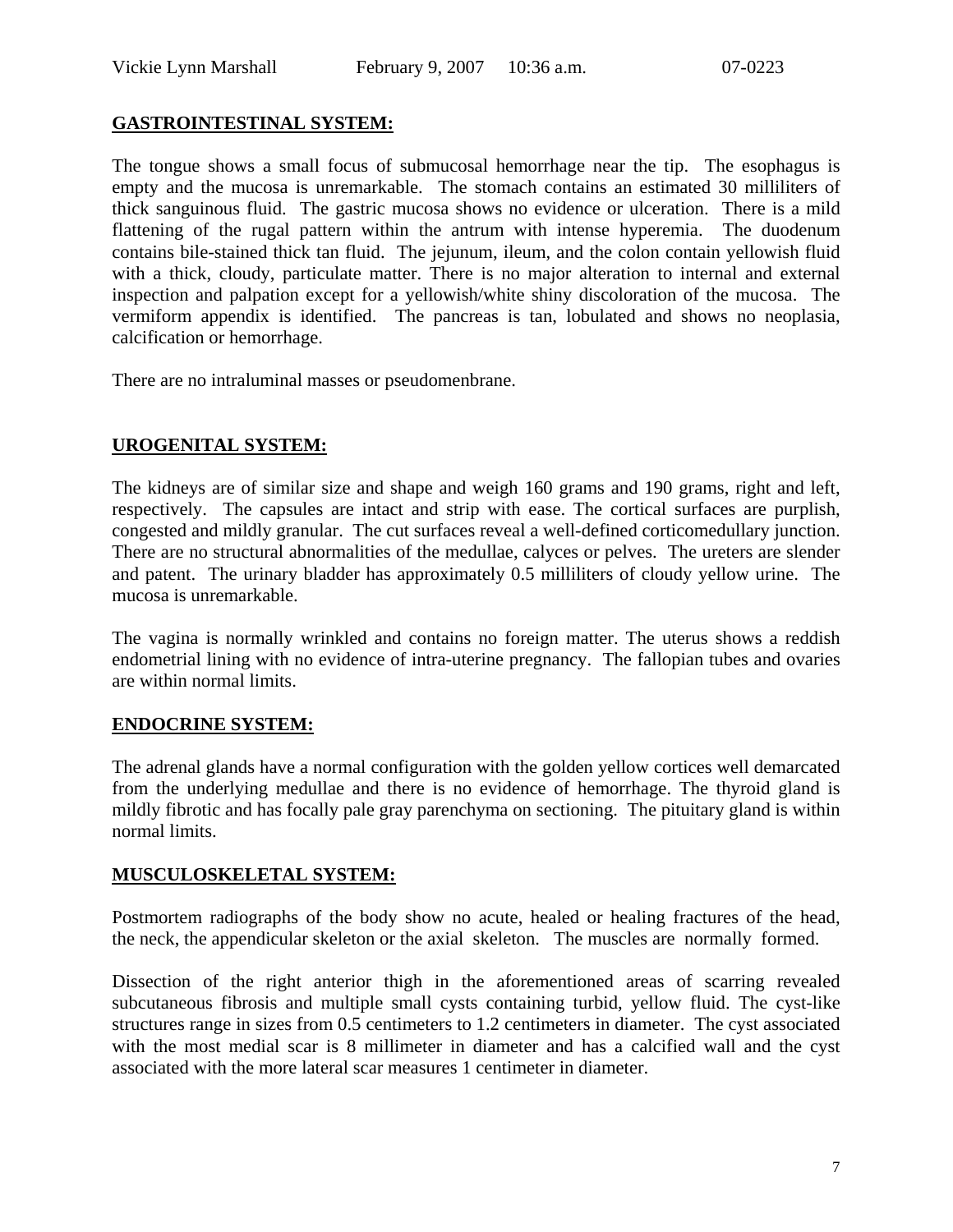## GASTROINTESTINAL SYSTEM:

The tongue shows a small focus of submucosal hemorrhage near the tip. The esophagus is empty and the mucosa is unremarkable. The stomach contains an estimated 30 milliliters of thick sanguinous fluid. The gastric mucosa shows no evidence or ulceration. There is a mild flattening of the rugal pattern within the antrum with intense hyperemia. The duodenum contains bile-stained thick tan fluid. The jejunum, ileum, and the colon contain yellowish fluid with a thick, cloudy, particulate matter. There is no major alteration to internal and external inspection and palpation except for a yellowish/white shiny discoloration of the mucosa. The vermiform appendix is identified. The pancreas is tan, lobulated and shows no neoplasia, calcification or hemorrhage.

There are no intraluminal masses or pseudomenbrane.

## UROGENITAL SYSTEM:

The kidneys are of similar size and shape and weigh 160 grams and 190 grams, right and left, respectively. The capsules are intact and strip with ease. The cortical surfaces are purplish, congested and mildly granular. The cut surfaces reveal a well-defined corticomedullary junction. There are no structural abnormalities of the medullae, calyces or pelves. The ureters are slender and patent. The urinary bladder has approximately 0.5 milliliters of cloudy yellow urine. The mucosa is unremarkable.

The vagina is normally wrinkled and contains no foreign matter. The uterus shows a reddish endometrial lining with no evidence of intra-uterine pregnancy. The fallopian tubes and ovaries are within normal limits.

## ENDOCRINE SYSTEM:

The adrenal glands have a normal configuration with the golden yellow cortices well demarcated from the underlying medullae and there is no evidence of hemorrhage. The thyroid gland is mildly fibrotic and has focally pale gray parenchyma on sectioning. The pituitary gland is within normal limits.

## MUSCULOSKELETAL SYSTEM:

Postmortem radiographs of the body show no acute, healed or healing fractures of the head, the neck, the appendicular skeleton or the axial skeleton. The muscles are normally formed.

Dissection of the right anterior thigh in the aforementioned areas of scarring revealed subcutaneous fibrosis and multiple small cysts containing turbid, yellow fluid. The cyst-like structures range in sizes from 0.5 centimeters to 1.2 centimeters in diameter. The cyst associated with the most medial scar is 8 millimeter in diameter and has a calcified wall and the cyst associated with the more lateral scar measures 1 centimeter in diameter.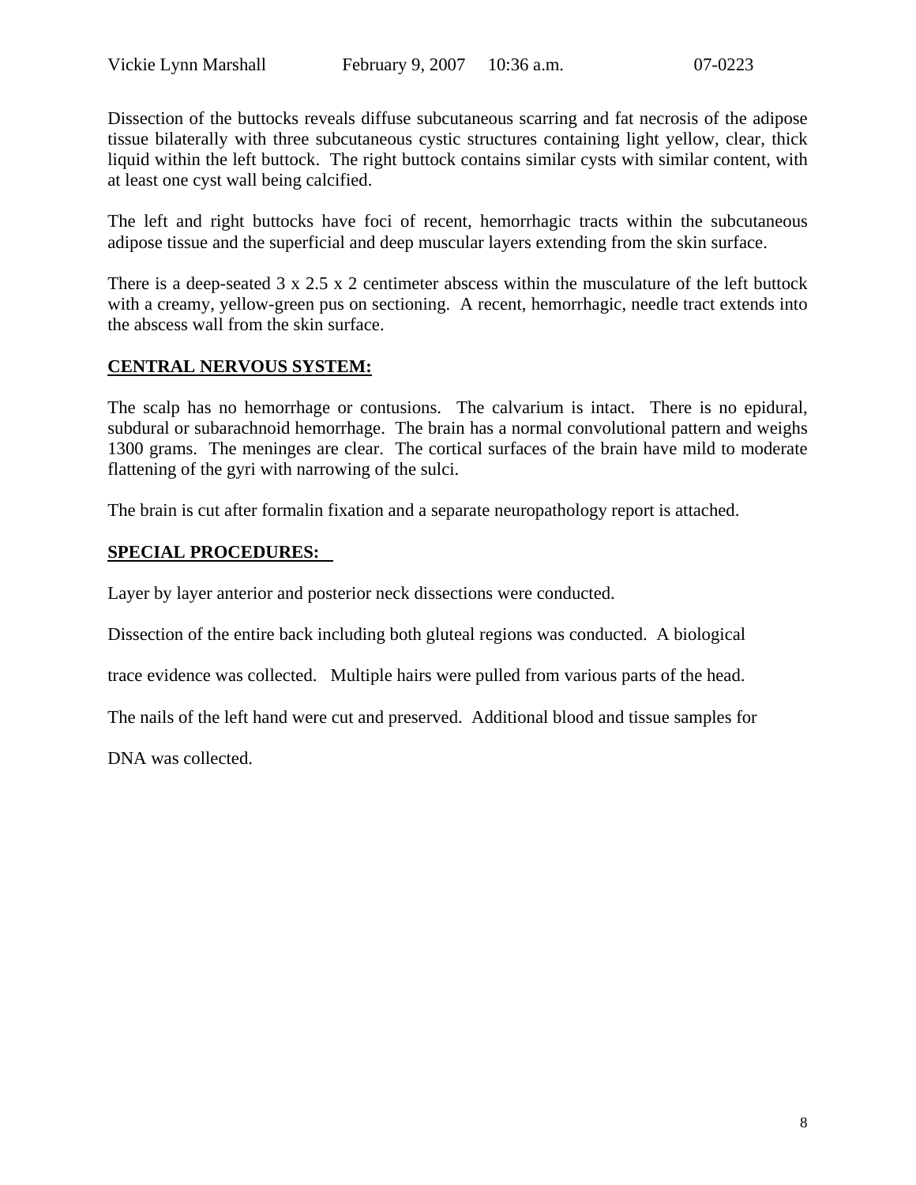Dissection of the buttocks reveals diffuse subcutaneous scarring and fat necrosis of the adipose tissue bilaterally with three subcutaneous cystic structures containing light yellow, clear, thick liquid within the left buttock. The right buttock contains similar cysts with similar content, with at least one cyst wall being calcified.

The left and right buttocks have foci of recent, hemorrhagic tracts within the subcutaneous adipose tissue and the superficial and deep muscular layers extending from the skin surface.

There is a deep-seated 3 x 2.5 x 2 centimeter abscess within the musculature of the left buttock with a creamy, yellow-green pus on sectioning. A recent, hemorrhagic, needle tract extends into the abscess wall from the skin surface.

**CENTRAL NERVOUS SYSTEM:**

The scalp has no hemorrhage or contusions. The calvarium is intact. There is no epidural, subdural or subarachnoid hemorrhage. The brain has a normal convolutional pattern and weighs 1300 grams. The meninges are clear. The cortical surfaces of the brain have mild to moderate flattening of the gyri with narrowing of the sulci.

The brain is cut after formalin fixation and a separate neuropathology report is attached.

**SPECIAL PROCEDURES:**

Layer by layer anterior and posterior neck dissections were conducted.

Dissection of the entire back including both gluteal regions was conducted. A biological trace evidence was collected. Multiple hairs were pulled from various parts of the head. The nails of the left hand were cut and preserved. Additional blood and tissue samples for DNA was collected.